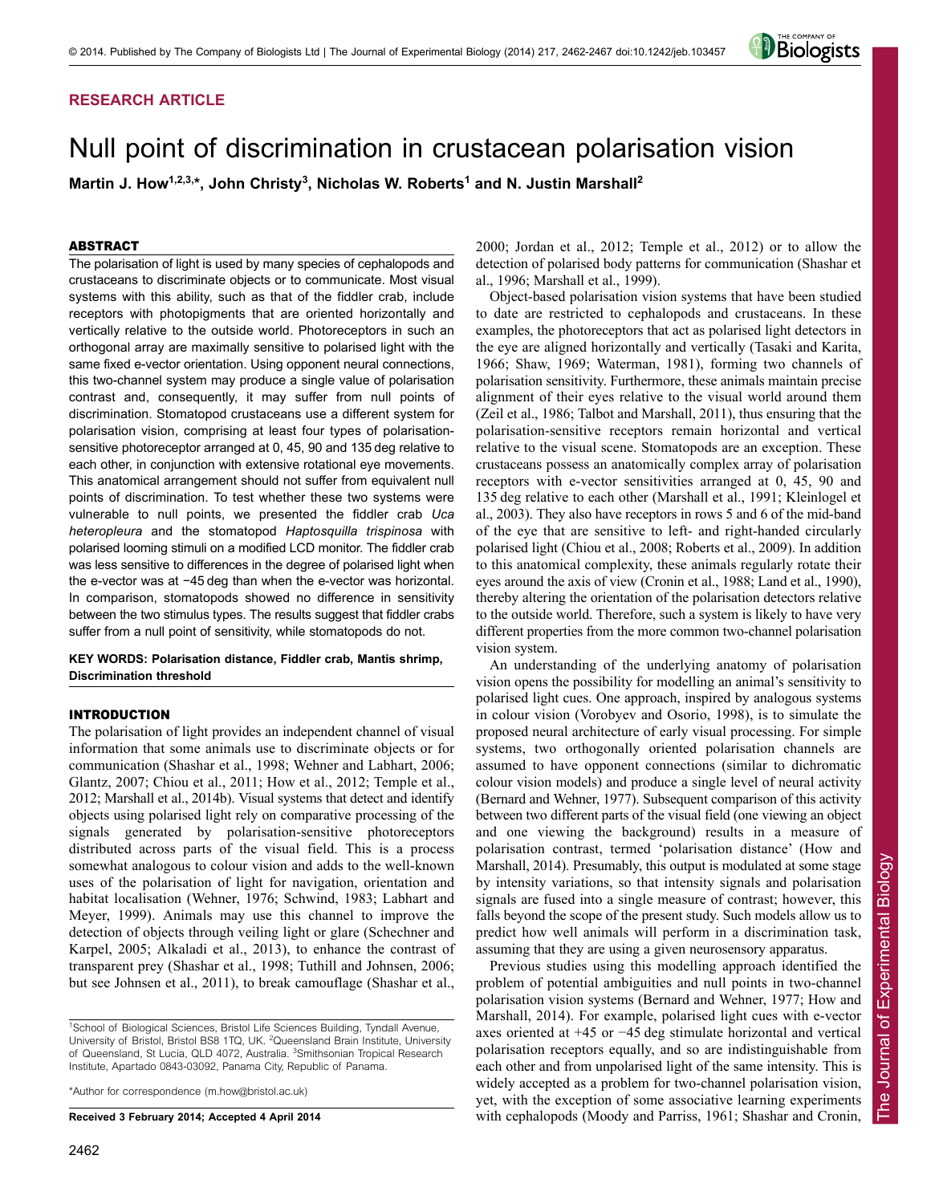RESEARCH ARTICLE

# Null point of discrimination in crustacean polarisation vision

**Martin J. How[1,2,3,*], John Christy[3], Nicholas W. Roberts[1] and N. Justin Marshall[2]**

## ABSTRACT

The polarisation of light is used by many species of cephalopods and crustaceans to discriminate objects or to communicate. Most visual systems with this ability, such as that of the fiddler crab, include receptors with photopigments that are oriented horizontally and vertically relative to the outside world. Photoreceptors in such an orthogonal array are maximally sensitive to polarised light with the same fixed e-vector orientation. Using opponent neural connections, this two-channel system may produce a single value of polarisation contrast and, consequently, it may suffer from null points of discrimination. Stomatopod crustaceans use a different system for polarisation vision, comprising at least four types of polarisation-sensitive photoreceptor arranged at 0, 45, 90 and 135 deg relative to each other, in conjunction with extensive rotational eye movements. This anatomical arrangement should not suffer from equivalent null points of discrimination. To test whether these two systems were vulnerable to null points, we presented the fiddler crab *Uca heteropleura* and the stomatopod *Haptosquilla trispinosa* with polarised looming stimuli on a modified LCD monitor. The fiddler crab was less sensitive to differences in the degree of polarised light when the e-vector was at −45 deg than when the e-vector was horizontal. In comparison, stomatopods showed no difference in sensitivity between the two stimulus types. The results suggest that fiddler crabs suffer from a null point of sensitivity, while stomatopods do not.

**KEY WORDS: Polarisation distance, Fiddler crab, Mantis shrimp, Discrimination threshold**

## INTRODUCTION

The polarisation of light provides an independent channel of visual information that some animals use to discriminate objects or for communication (Shashar et al., 1998; Wehner and Labhart, 2006; Glantz, 2007; Chiou et al., 2011; How et al., 2012; Temple et al., 2012; Marshall et al., 2014b). Visual systems that detect and identify objects using polarised light rely on comparative processing of the signals generated by polarisation-sensitive photoreceptors distributed across parts of the visual field. This is a process somewhat analogous to colour vision and adds to the well-known uses of the polarisation of light for navigation, orientation and habitat localisation (Wehner, 1976; Schwind, 1983; Labhart and Meyer, 1999). Animals may use this channel to improve the detection of objects through veiling light or glare (Schechner and Karpel, 2005; Alkaladi et al., 2013), to enhance the contrast of transparent prey (Shashar et al., 1998; Tuthill and Johnsen, 2006; but see Johnsen et al., 2011), to break camouflage (Shashar et al., 2000; Jordan et al., 2012; Temple et al., 2012) or to allow the detection of polarised body patterns for communication (Shashar et al., 1996; Marshall et al., 1999).

Object-based polarisation vision systems that have been studied to date are restricted to cephalopods and crustaceans. In these examples, the photoreceptors that act as polarised light detectors in the eye are aligned horizontally and vertically (Tasaki and Karita, 1966; Shaw, 1969; Waterman, 1981), forming two channels of polarisation sensitivity. Furthermore, these animals maintain precise alignment of their eyes relative to the visual world around them (Zeil et al., 1986; Talbot and Marshall, 2011), thus ensuring that the polarisation-sensitive receptors remain horizontal and vertical relative to the visual scene. Stomatopods are an exception. These crustaceans possess an anatomically complex array of polarisation receptors with e-vector sensitivities arranged at 0, 45, 90 and 135 deg relative to each other (Marshall et al., 1991; Kleinlogel et al., 2003). They also have receptors in rows 5 and 6 of the mid-band of the eye that are sensitive to left- and right-handed circularly polarised light (Chiou et al., 2008; Roberts et al., 2009). In addition to this anatomical complexity, these animals regularly rotate their eyes around the axis of view (Cronin et al., 1988; Land et al., 1990), thereby altering the orientation of the polarisation detectors relative to the outside world. Therefore, such a system is likely to have very different properties from the more common two-channel polarisation vision system.

An understanding of the underlying anatomy of polarisation vision opens the possibility for modelling an animal's sensitivity to polarised light cues. One approach, inspired by analogous systems in colour vision (Vorobyev and Osorio, 1998), is to simulate the proposed neural architecture of early visual processing. For simple systems, two orthogonally oriented polarisation channels are assumed to have opponent connections (similar to dichromatic colour vision models) and produce a single level of neural activity (Bernard and Wehner, 1977). Subsequent comparison of this activity between two different parts of the visual field (one viewing an object and one viewing the background) results in a measure of polarisation contrast, termed 'polarisation distance' (How and Marshall, 2014). Presumably, this output is modulated at some stage by intensity variations, so that intensity signals and polarisation signals are fused into a single measure of contrast; however, this falls beyond the scope of the present study. Such models allow us to predict how well animals will perform in a discrimination task, assuming that they are using a given neurosensory apparatus.

Previous studies using this modelling approach identified the problem of potential ambiguities and null points in two-channel polarisation vision systems (Bernard and Wehner, 1977; How and Marshall, 2014). For example, polarised light cues with e-vector axes oriented at +45 or −45 deg stimulate horizontal and vertical polarisation receptors equally, and so are indistinguishable from each other and from unpolarised light of the same intensity. This is widely accepted as a problem for two-channel polarisation vision, yet, with the exception of some associative learning experiments with cephalopods (Moody and Parriss, 1961; Shashar and Cronin,

[1]School of Biological Sciences, Bristol Life Sciences Building, Tyndall Avenue, University of Bristol, Bristol BS8 1TQ, UK. [2]Queensland Brain Institute, University of Queensland, St Lucia, QLD 4072, Australia. [3]Smithsonian Tropical Research Institute, Apartado 0843-03092, Panama City, Republic of Panama.

*Author for correspondence (m.how@bristol.ac.uk)

**Received 3 February 2014; Accepted 4 April 2014**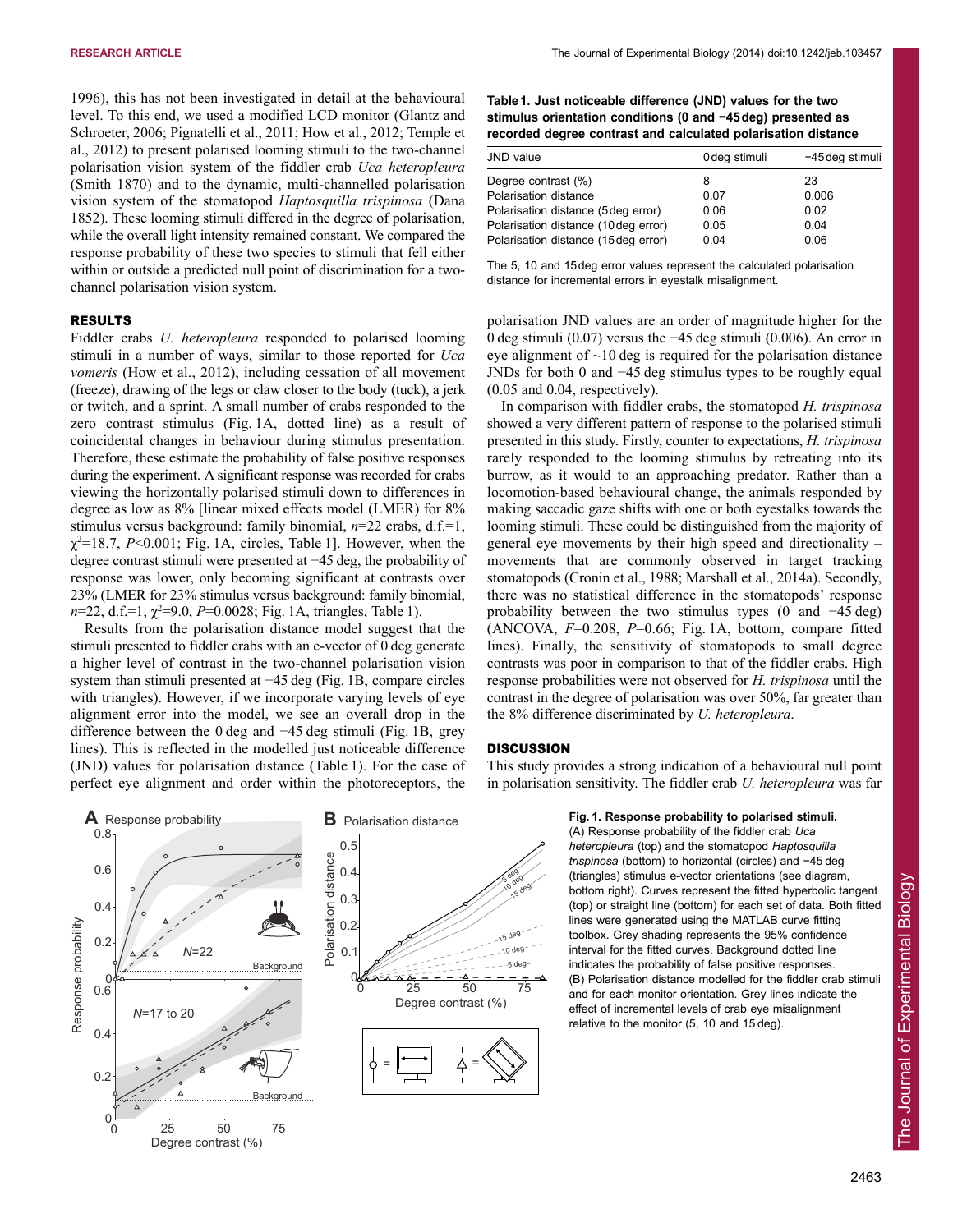1996), this has not been investigated in detail at the behavioural level. To this end, we used a modified LCD monitor (Glantz and Schroeter, 2006; Pignatelli et al., 2011; How et al., 2012; Temple et al., 2012) to present polarised looming stimuli to the two-channel polarisation vision system of the fiddler crab *Uca heteropleura* (Smith 1870) and to the dynamic, multi-channelled polarisation vision system of the stomatopod *Haptosquilla trispinosa* (Dana 1852). These looming stimuli differed in the degree of polarisation, while the overall light intensity remained constant. We compared the response probability of these two species to stimuli that fell either within or outside a predicted null point of discrimination for a two-channel polarisation vision system.

## RESULTS

Fiddler crabs *U. heteropleura* responded to polarised looming stimuli in a number of ways, similar to those reported for *Uca vomeris* (How et al., 2012), including cessation of all movement (freeze), drawing of the legs or claw closer to the body (tuck), a jerk or twitch, and a sprint. A small number of crabs responded to the zero contrast stimulus (Fig. 1A, dotted line) as a result of coincidental changes in behaviour during stimulus presentation. Therefore, these estimate the probability of false positive responses during the experiment. A significant response was recorded for crabs viewing the horizontally polarised stimuli down to differences in degree as low as 8% [linear mixed effects model (LMER) for 8% stimulus versus background: family binomial, $n$=22 crabs, d.f.=1, $\chi^2$=18.7, $P$<0.001; Fig. 1A, circles, Table 1]. However, when the degree contrast stimuli were presented at −45 deg, the probability of response was lower, only becoming significant at contrasts over 23% (LMER for 23% stimulus versus background: family binomial, $n$=22, d.f.=1, $\chi^2$=9.0, $P$=0.0028; Fig. 1A, triangles, Table 1).

Results from the polarisation distance model suggest that the stimuli presented to fiddler crabs with an e-vector of 0 deg generate a higher level of contrast in the two-channel polarisation vision system than stimuli presented at −45 deg (Fig. 1B, compare circles with triangles). However, if we incorporate varying levels of eye alignment error into the model, we see an overall drop in the difference between the 0 deg and −45 deg stimuli (Fig. 1B, grey lines). This is reflected in the modelled just noticeable difference (JND) values for polarisation distance (Table 1). For the case of perfect eye alignment and order within the photoreceptors, the polarisation JND values are an order of magnitude higher for the 0 deg stimuli (0.07) versus the −45 deg stimuli (0.006). An error in eye alignment of ~10 deg is required for the polarisation distance JNDs for both 0 and −45 deg stimulus types to be roughly equal (0.05 and 0.04, respectively).

**Table 1. Just noticeable difference (JND) values for the two stimulus orientation conditions (0 and −45 deg) presented as recorded degree contrast and calculated polarisation distance**

| JND value | 0 deg stimuli | −45 deg stimuli |
|---|---|---|
| Degree contrast (%) | 8 | 23 |
| Polarisation distance | 0.07 | 0.006 |
| Polarisation distance (5 deg error) | 0.06 | 0.02 |
| Polarisation distance (10 deg error) | 0.05 | 0.04 |
| Polarisation distance (15 deg error) | 0.04 | 0.06 |

The 5, 10 and 15 deg error values represent the calculated polarisation distance for incremental errors in eyestalk misalignment.

In comparison with fiddler crabs, the stomatopod *H. trispinosa* showed a very different pattern of response to the polarised stimuli presented in this study. Firstly, counter to expectations, *H. trispinosa* rarely responded to the looming stimulus by retreating into its burrow, as it would to an approaching predator. Rather than a locomotion-based behavioural change, the animals responded by making saccadic gaze shifts with one or both eyestalks towards the looming stimuli. These could be distinguished from the majority of general eye movements by their high speed and directionality – movements that are commonly observed in target tracking stomatopods (Cronin et al., 1988; Marshall et al., 2014a). Secondly, there was no statistical difference in the stomatopods' response probability between the two stimulus types (0 and −45 deg) (ANCOVA, $F$=0.208, $P$=0.66; Fig. 1A, bottom, compare fitted lines). Finally, the sensitivity of stomatopods to small degree contrasts was poor in comparison to that of the fiddler crabs. High response probabilities were not observed for *H. trispinosa* until the contrast in the degree of polarisation was over 50%, far greater than the 8% difference discriminated by *U. heteropleura*.

## DISCUSSION

This study provides a strong indication of a behavioural null point in polarisation sensitivity. The fiddler crab *U. heteropleura* was far

**Fig. 1. Response probability to polarised stimuli.** (A) Response probability of the fiddler crab *Uca heteropleura* (top) and the stomatopod *Haptosquilla trispinosa* (bottom) to horizontal (circles) and −45 deg (triangles) stimulus e-vector orientations (see diagram, bottom right). Curves represent the fitted hyperbolic tangent (top) or straight line (bottom) for each set of data. Both fitted lines were generated using the MATLAB curve fitting toolbox. Grey shading represents the 95% confidence interval for the fitted curves. Background dotted line indicates the probability of false positive responses. (B) Polarisation distance modelled for the fiddler crab stimuli and for each monitor orientation. Grey lines indicate the effect of incremental levels of crab eye misalignment relative to the monitor (5, 10 and 15 deg).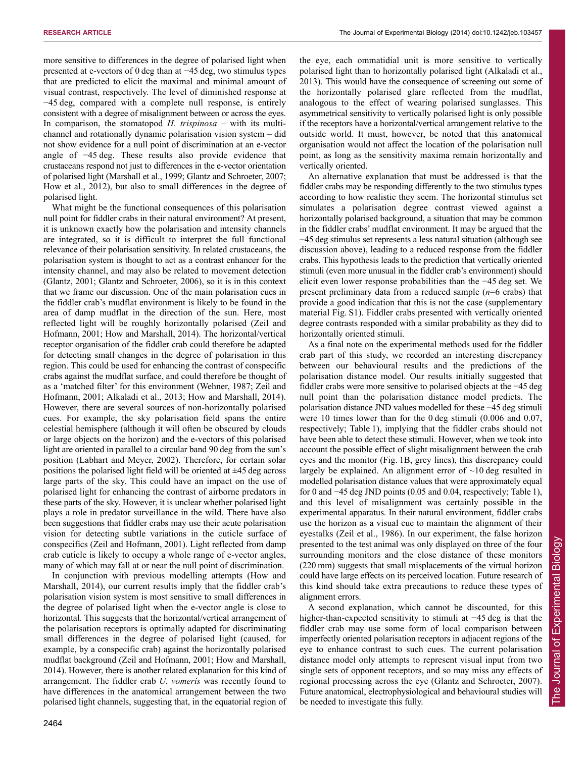more sensitive to differences in the degree of polarised light when presented at e-vectors of 0 deg than at −45 deg, two stimulus types that are predicted to elicit the maximal and minimal amount of visual contrast, respectively. The level of diminished response at −45 deg, compared with a complete null response, is entirely consistent with a degree of misalignment between or across the eyes. In comparison, the stomatopod *H. trispinosa* – with its multi-channel and rotationally dynamic polarisation vision system – did not show evidence for a null point of discrimination at an e-vector angle of −45 deg. These results also provide evidence that crustaceans respond not just to differences in the e-vector orientation of polarised light (Marshall et al., 1999; Glantz and Schroeter, 2007; How et al., 2012), but also to small differences in the degree of polarised light.

What might be the functional consequences of this polarisation null point for fiddler crabs in their natural environment? At present, it is unknown exactly how the polarisation and intensity channels are integrated, so it is difficult to interpret the full functional relevance of their polarisation sensitivity. In related crustaceans, the polarisation system is thought to act as a contrast enhancer for the intensity channel, and may also be related to movement detection (Glantz, 2001; Glantz and Schroeter, 2006), so it is in this context that we frame our discussion. One of the main polarisation cues in the fiddler crab's mudflat environment is likely to be found in the area of damp mudflat in the direction of the sun. Here, most reflected light will be roughly horizontally polarised (Zeil and Hofmann, 2001; How and Marshall, 2014). The horizontal/vertical receptor organisation of the fiddler crab could therefore be adapted for detecting small changes in the degree of polarisation in this region. This could be used for enhancing the contrast of conspecific crabs against the mudflat surface, and could therefore be thought of as a 'matched filter' for this environment (Wehner, 1987; Zeil and Hofmann, 2001; Alkaladi et al., 2013; How and Marshall, 2014). However, there are several sources of non-horizontally polarised cues. For example, the sky polarisation field spans the entire celestial hemisphere (although it will often be obscured by clouds or large objects on the horizon) and the e-vectors of this polarised light are oriented in parallel to a circular band 90 deg from the sun's position (Labhart and Meyer, 2002). Therefore, for certain solar positions the polarised light field will be oriented at ±45 deg across large parts of the sky. This could have an impact on the use of polarised light for enhancing the contrast of airborne predators in these parts of the sky. However, it is unclear whether polarised light plays a role in predator surveillance in the wild. There have also been suggestions that fiddler crabs may use their acute polarisation vision for detecting subtle variations in the cuticle surface of conspecifics (Zeil and Hofmann, 2001). Light reflected from damp crab cuticle is likely to occupy a whole range of e-vector angles, many of which may fall at or near the null point of discrimination.

In conjunction with previous modelling attempts (How and Marshall, 2014), our current results imply that the fiddler crab's polarisation vision system is most sensitive to small differences in the degree of polarised light when the e-vector angle is close to horizontal. This suggests that the horizontal/vertical arrangement of the polarisation receptors is optimally adapted for discriminating small differences in the degree of polarised light (caused, for example, by a conspecific crab) against the horizontally polarised mudflat background (Zeil and Hofmann, 2001; How and Marshall, 2014). However, there is another related explanation for this kind of arrangement. The fiddler crab *U. vomeris* was recently found to have differences in the anatomical arrangement between the two polarised light channels, suggesting that, in the equatorial region of the eye, each ommatidial unit is more sensitive to vertically polarised light than to horizontally polarised light (Alkaladi et al., 2013). This would have the consequence of screening out some of the horizontally polarised glare reflected from the mudflat, analogous to the effect of wearing polarised sunglasses. This asymmetrical sensitivity to vertically polarised light is only possible if the receptors have a horizontal/vertical arrangement relative to the outside world. It must, however, be noted that this anatomical organisation would not affect the location of the polarisation null point, as long as the sensitivity maxima remain horizontally and vertically oriented.

An alternative explanation that must be addressed is that the fiddler crabs may be responding differently to the two stimulus types according to how realistic they seem. The horizontal stimulus set simulates a polarisation degree contrast viewed against a horizontally polarised background, a situation that may be common in the fiddler crabs' mudflat environment. It may be argued that the −45 deg stimulus set represents a less natural situation (although see discussion above), leading to a reduced response from the fiddler crabs. This hypothesis leads to the prediction that vertically oriented stimuli (even more unusual in the fiddler crab's environment) should elicit even lower response probabilities than the −45 deg set. We present preliminary data from a reduced sample ($n$=6 crabs) that provide a good indication that this is not the case (supplementary material Fig. S1). Fiddler crabs presented with vertically oriented degree contrasts responded with a similar probability as they did to horizontally oriented stimuli.

As a final note on the experimental methods used for the fiddler crab part of this study, we recorded an interesting discrepancy between our behavioural results and the predictions of the polarisation distance model. Our results initially suggested that fiddler crabs were more sensitive to polarised objects at the −45 deg null point than the polarisation distance model predicts. The polarisation distance JND values modelled for these −45 deg stimuli were 10 times lower than for the 0 deg stimuli (0.006 and 0.07, respectively; Table 1), implying that the fiddler crabs should not have been able to detect these stimuli. However, when we took into account the possible effect of slight misalignment between the crab eyes and the monitor (Fig. 1B, grey lines), this discrepancy could largely be explained. An alignment error of ~10 deg resulted in modelled polarisation distance values that were approximately equal for 0 and −45 deg JND points (0.05 and 0.04, respectively; Table 1), and this level of misalignment was certainly possible in the experimental apparatus. In their natural environment, fiddler crabs use the horizon as a visual cue to maintain the alignment of their eyestalks (Zeil et al., 1986). In our experiment, the false horizon presented to the test animal was only displayed on three of the four surrounding monitors and the close distance of these monitors (220 mm) suggests that small misplacements of the virtual horizon could have large effects on its perceived location. Future research of this kind should take extra precautions to reduce these types of alignment errors.

A second explanation, which cannot be discounted, for this higher-than-expected sensitivity to stimuli at −45 deg is that the fiddler crab may use some form of local comparison between imperfectly oriented polarisation receptors in adjacent regions of the eye to enhance contrast to such cues. The current polarisation distance model only attempts to represent visual input from two single sets of opponent receptors, and so may miss any effects of regional processing across the eye (Glantz and Schroeter, 2007). Future anatomical, electrophysiological and behavioural studies will be needed to investigate this fully.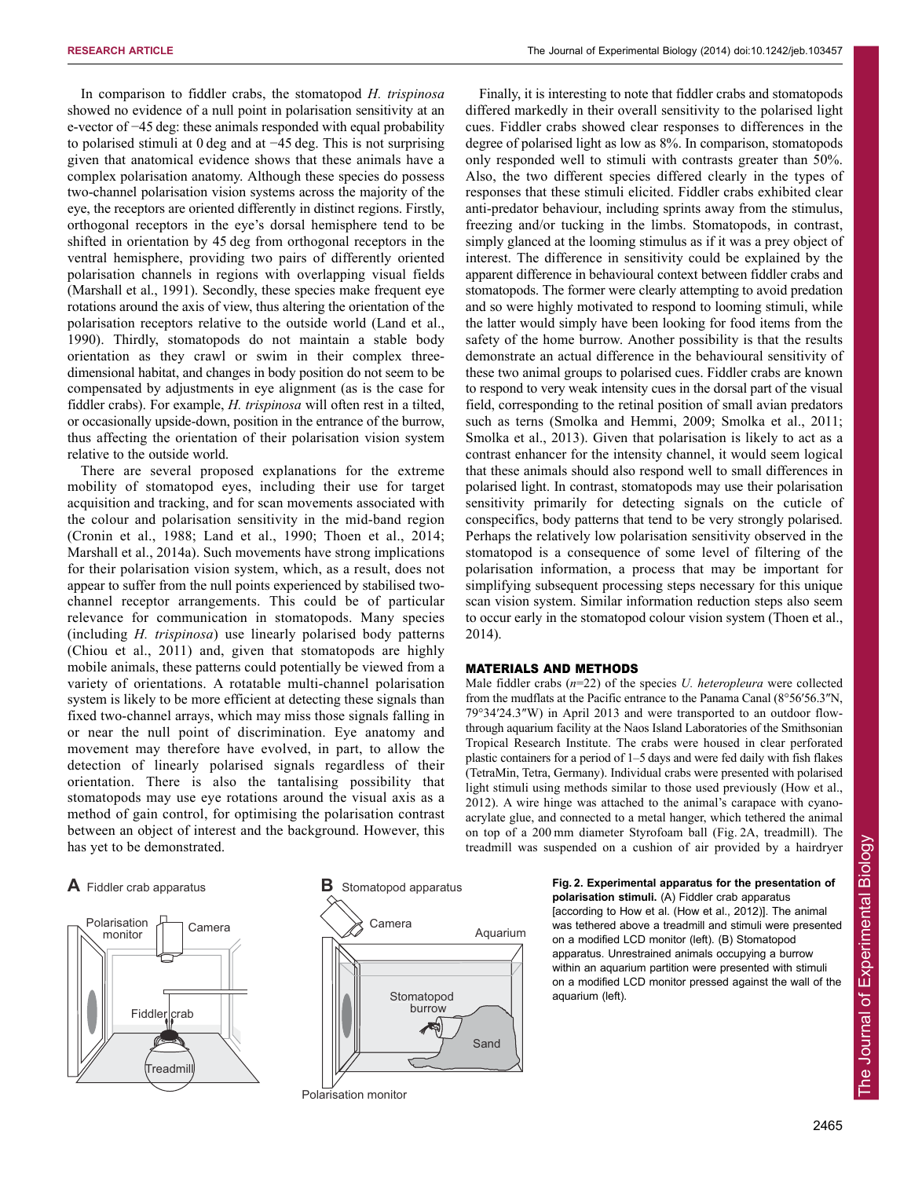In comparison to fiddler crabs, the stomatopod *H. trispinosa* showed no evidence of a null point in polarisation sensitivity at an e-vector of −45 deg: these animals responded with equal probability to polarised stimuli at 0 deg and at −45 deg. This is not surprising given that anatomical evidence shows that these animals have a complex polarisation anatomy. Although these species do possess two-channel polarisation vision systems across the majority of the eye, the receptors are oriented differently in distinct regions. Firstly, orthogonal receptors in the eye's dorsal hemisphere tend to be shifted in orientation by 45 deg from orthogonal receptors in the ventral hemisphere, providing two pairs of differently oriented polarisation channels in regions with overlapping visual fields (Marshall et al., 1991). Secondly, these species make frequent eye rotations around the axis of view, thus altering the orientation of the polarisation receptors relative to the outside world (Land et al., 1990). Thirdly, stomatopods do not maintain a stable body orientation as they crawl or swim in their complex three-dimensional habitat, and changes in body position do not seem to be compensated by adjustments in eye alignment (as is the case for fiddler crabs). For example, *H. trispinosa* will often rest in a tilted, or occasionally upside-down, position in the entrance of the burrow, thus affecting the orientation of their polarisation vision system relative to the outside world.

There are several proposed explanations for the extreme mobility of stomatopod eyes, including their use for target acquisition and tracking, and for scan movements associated with the colour and polarisation sensitivity in the mid-band region (Cronin et al., 1988; Land et al., 1990; Thoen et al., 2014; Marshall et al., 2014a). Such movements have strong implications for their polarisation vision system, which, as a result, does not appear to suffer from the null points experienced by stabilised two-channel receptor arrangements. This could be of particular relevance for communication in stomatopods. Many species (including *H. trispinosa*) use linearly polarised body patterns (Chiou et al., 2011) and, given that stomatopods are highly mobile animals, these patterns could potentially be viewed from a variety of orientations. A rotatable multi-channel polarisation system is likely to be more efficient at detecting these signals than fixed two-channel arrays, which may miss those signals falling in or near the null point of discrimination. Eye anatomy and movement may therefore have evolved, in part, to allow the detection of linearly polarised signals regardless of their orientation. There is also the tantalising possibility that stomatopods may use eye rotations around the visual axis as a method of gain control, for optimising the polarisation contrast between an object of interest and the background. However, this has yet to be demonstrated.

Finally, it is interesting to note that fiddler crabs and stomatopods differed markedly in their overall sensitivity to the polarised light cues. Fiddler crabs showed clear responses to differences in the degree of polarised light as low as 8%. In comparison, stomatopods only responded well to stimuli with contrasts greater than 50%. Also, the two different species differed clearly in the types of responses that these stimuli elicited. Fiddler crabs exhibited clear anti-predator behaviour, including sprints away from the stimulus, freezing and/or tucking in the limbs. Stomatopods, in contrast, simply glanced at the looming stimulus as if it was a prey object of interest. The difference in sensitivity could be explained by the apparent difference in behavioural context between fiddler crabs and stomatopods. The former were clearly attempting to avoid predation and so were highly motivated to respond to looming stimuli, while the latter would simply have been looking for food items from the safety of the home burrow. Another possibility is that the results demonstrate an actual difference in the behavioural sensitivity of these two animal groups to polarised cues. Fiddler crabs are known to respond to very weak intensity cues in the dorsal part of the visual field, corresponding to the retinal position of small avian predators such as terns (Smolka and Hemmi, 2009; Smolka et al., 2011; Smolka et al., 2013). Given that polarisation is likely to act as a contrast enhancer for the intensity channel, it would seem logical that these animals should also respond well to small differences in polarised light. In contrast, stomatopods may use their polarisation sensitivity primarily for detecting signals on the cuticle of conspecifics, body patterns that tend to be very strongly polarised. Perhaps the relatively low polarisation sensitivity observed in the stomatopod is a consequence of some level of filtering of the polarisation information, a process that may be important for simplifying subsequent processing steps necessary for this unique scan vision system. Similar information reduction steps also seem to occur early in the stomatopod colour vision system (Thoen et al., 2014).

## MATERIALS AND METHODS

Male fiddler crabs ($n$=22) of the species *U. heteropleura* were collected from the mudflats at the Pacific entrance to the Panama Canal (8°56′56.3″N, 79°34′24.3″W) in April 2013 and were transported to an outdoor flow-through aquarium facility at the Naos Island Laboratories of the Smithsonian Tropical Research Institute. The crabs were housed in clear perforated plastic containers for a period of 1–5 days and were fed daily with fish flakes (TetraMin, Tetra, Germany). Individual crabs were presented with polarised light stimuli using methods similar to those used previously (How et al., 2012). A wire hinge was attached to the animal's carapace with cyano-acrylate glue, and connected to a metal hanger, which tethered the animal on top of a 200 mm diameter Styrofoam ball (Fig. 2A, treadmill). The treadmill was suspended on a cushion of air provided by a hairdryer

**Fig. 2. Experimental apparatus for the presentation of polarisation stimuli.** (A) Fiddler crab apparatus [according to How et al. (How et al., 2012)]. The animal was tethered above a treadmill and stimuli were presented on a modified LCD monitor (left). (B) Stomatopod apparatus. Unrestrained animals occupying a burrow within an aquarium partition were presented with stimuli on a modified LCD monitor pressed against the wall of the aquarium (left).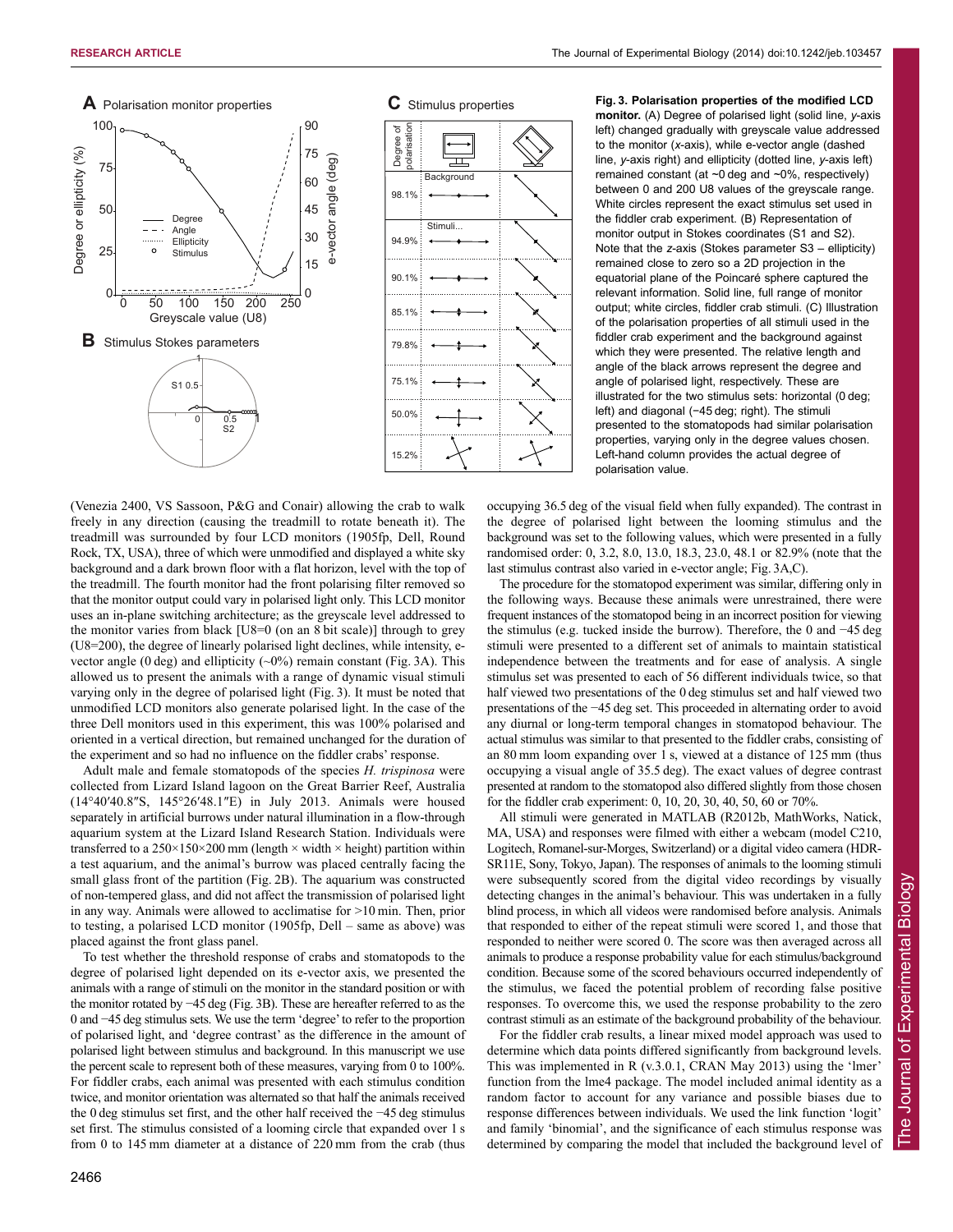**Fig. 3. Polarisation properties of the modified LCD monitor.** (A) Degree of polarised light (solid line, *y*-axis left) changed gradually with greyscale value addressed to the monitor (*x*-axis), while e-vector angle (dashed line, *y*-axis right) and ellipticity (dotted line, *y*-axis left) remained constant (at ~0 deg and ~0%, respectively) between 0 and 200 U8 values of the greyscale range. White circles represent the exact stimulus set used in the fiddler crab experiment. (B) Representation of monitor output in Stokes coordinates (S1 and S2). Note that the *z*-axis (Stokes parameter S3 – ellipticity) remained close to zero so a 2D projection in the equatorial plane of the Poincaré sphere captured the relevant information. Solid line, full range of monitor output; white circles, fiddler crab stimuli. (C) Illustration of the polarisation properties of all stimuli used in the fiddler crab experiment and the background against which they were presented. The relative length and angle of the black arrows represent the degree and angle of polarised light, respectively. These are illustrated for the two stimulus sets: horizontal (0 deg; left) and diagonal (−45 deg; right). The stimuli presented to the stomatopods had similar polarisation properties, varying only in the degree values chosen. Left-hand column provides the actual degree of polarisation value.

(Venezia 2400, VS Sassoon, P&G and Conair) allowing the crab to walk freely in any direction (causing the treadmill to rotate beneath it). The treadmill was surrounded by four LCD monitors (1905fp, Dell, Round Rock, TX, USA), three of which were unmodified and displayed a white sky background and a dark brown floor with a flat horizon, level with the top of the treadmill. The fourth monitor had the front polarising filter removed so that the monitor output could vary in polarised light only. This LCD monitor uses an in-plane switching architecture; as the greyscale level addressed to the monitor varies from black [U8=0 (on an 8 bit scale)] through to grey (U8=200), the degree of linearly polarised light declines, while intensity, e-vector angle (0 deg) and ellipticity (~0%) remain constant (Fig. 3A). This allowed us to present the animals with a range of dynamic visual stimuli varying only in the degree of polarised light (Fig. 3). It must be noted that unmodified LCD monitors also generate polarised light. In the case of the three Dell monitors used in this experiment, this was 100% polarised and oriented in a vertical direction, but remained unchanged for the duration of the experiment and so had no influence on the fiddler crabs' response.

Adult male and female stomatopods of the species *H. trispinosa* were collected from Lizard Island lagoon on the Great Barrier Reef, Australia (14°40′40.8″S, 145°26′48.1″E) in July 2013. Animals were housed separately in artificial burrows under natural illumination in a flow-through aquarium system at the Lizard Island Research Station. Individuals were transferred to a 250×150×200 mm (length × width × height) partition within a test aquarium, and the animal's burrow was placed centrally facing the small glass front of the partition (Fig. 2B). The aquarium was constructed of non-tempered glass, and did not affect the transmission of polarised light in any way. Animals were allowed to acclimatise for >10 min. Then, prior to testing, a polarised LCD monitor (1905fp, Dell – same as above) was placed against the front glass panel.

To test whether the threshold response of crabs and stomatopods to the degree of polarised light depended on its e-vector axis, we presented the animals with a range of stimuli on the monitor in the standard position or with the monitor rotated by −45 deg (Fig. 3B). These are hereafter referred to as the 0 and −45 deg stimulus sets. We use the term 'degree' to refer to the proportion of polarised light, and 'degree contrast' as the difference in the amount of polarised light between stimulus and background. In this manuscript we use the percent scale to represent both of these measures, varying from 0 to 100%. For fiddler crabs, each animal was presented with each stimulus condition twice, and monitor orientation was alternated so that half the animals received the 0 deg stimulus set first, and the other half received the −45 deg stimulus set first. The stimulus consisted of a looming circle that expanded over 1 s from 0 to 145 mm diameter at a distance of 220 mm from the crab (thus occupying 36.5 deg of the visual field when fully expanded). The contrast in the degree of polarised light between the looming stimulus and the background was set to the following values, which were presented in a fully randomised order: 0, 3.2, 8.0, 13.0, 18.3, 23.0, 48.1 or 82.9% (note that the last stimulus contrast also varied in e-vector angle; Fig. 3A,C).

The procedure for the stomatopod experiment was similar, differing only in the following ways. Because these animals were unrestrained, there were frequent instances of the stomatopod being in an incorrect position for viewing the stimulus (e.g. tucked inside the burrow). Therefore, the 0 and −45 deg stimuli were presented to a different set of animals to maintain statistical independence between the treatments and for ease of analysis. A single stimulus set was presented to each of 56 different individuals twice, so that half viewed two presentations of the 0 deg stimulus set and half viewed two presentations of the −45 deg set. This proceeded in alternating order to avoid any diurnal or long-term temporal changes in stomatopod behaviour. The actual stimulus was similar to that presented to the fiddler crabs, consisting of an 80 mm loom expanding over 1 s, viewed at a distance of 125 mm (thus occupying a visual angle of 35.5 deg). The exact values of degree contrast presented at random to the stomatopod also differed slightly from those chosen for the fiddler crab experiment: 0, 10, 20, 30, 40, 50, 60 or 70%.

All stimuli were generated in MATLAB (R2012b, MathWorks, Natick, MA, USA) and responses were filmed with either a webcam (model C210, Logitech, Romanel-sur-Morges, Switzerland) or a digital video camera (HDR-SR11E, Sony, Tokyo, Japan). The responses of animals to the looming stimuli were subsequently scored from the digital video recordings by visually detecting changes in the animal's behaviour. This was undertaken in a fully blind process, in which all videos were randomised before analysis. Animals that responded to either of the repeat stimuli were scored 1, and those that responded to neither were scored 0. The score was then averaged across all animals to produce a response probability value for each stimulus/background condition. Because some of the scored behaviours occurred independently of the stimulus, we faced the potential problem of recording false positive responses. To overcome this, we used the response probability to the zero contrast stimuli as an estimate of the background probability of the behaviour.

For the fiddler crab results, a linear mixed model approach was used to determine which data points differed significantly from background levels. This was implemented in R (v.3.0.1, CRAN May 2013) using the 'lmer' function from the lme4 package. The model included animal identity as a random factor to account for any variance and possible biases due to response differences between individuals. We used the link function 'logit' and family 'binomial', and the significance of each stimulus response was determined by comparing the model that included the background level of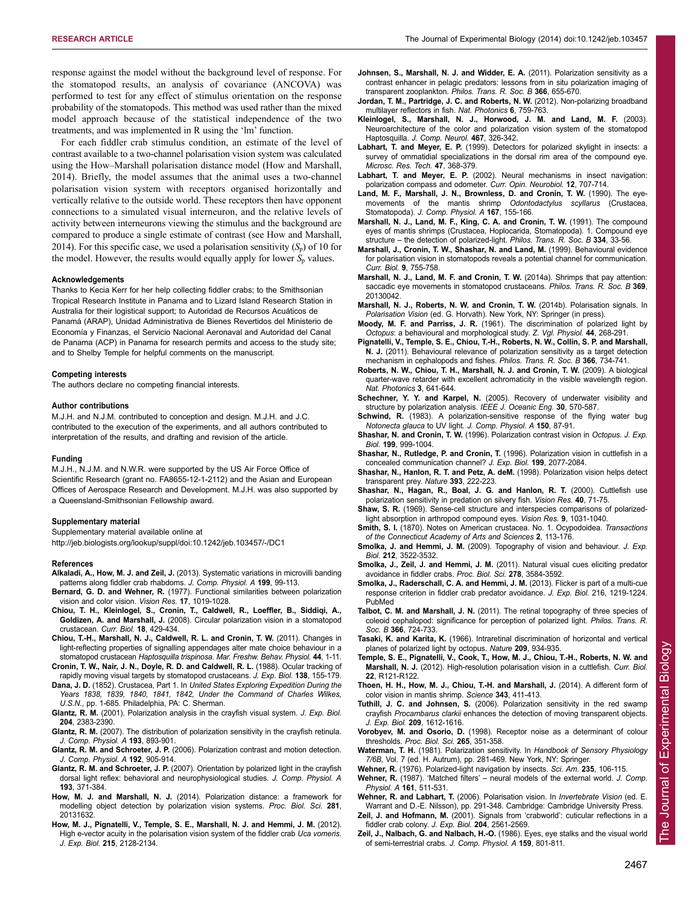response against the model without the background level of response. For the stomatopod results, an analysis of covariance (ANCOVA) was performed to test for any effect of stimulus orientation on the response probability of the stomatopods. This method was used rather than the mixed model approach because of the statistical independence of the two treatments, and was implemented in R using the 'lm' function.

For each fiddler crab stimulus condition, an estimate of the level of contrast available to a two-channel polarisation vision system was calculated using the How–Marshall polarisation distance model (How and Marshall, 2014). Briefly, the model assumes that the animal uses a two-channel polarisation vision system with receptors organised horizontally and vertically relative to the outside world. These receptors then have opponent connections to a simulated visual interneuron, and the relative levels of activity between interneurons viewing the stimulus and the background are compared to produce a single estimate of contrast (see How and Marshall, 2014). For this specific case, we used a polarisation sensitivity ($S_p$) of 10 for the model. However, the results would equally apply for lower $S_p$ values.

#### Acknowledgements

Thanks to Kecia Kerr for her help collecting fiddler crabs; to the Smithsonian Tropical Research Institute in Panama and to Lizard Island Research Station in Australia for their logistical support; to Autoridad de Recursos Acuáticos de Panamá (ARAP), Unidad Administrativa de Bienes Revertidos del Ministerio de Economía y Finanzas, el Servicio Nacional Aeronaval and Autoridad del Canal de Panama (ACP) in Panama for research permits and access to the study site; and to Shelby Temple for helpful comments on the manuscript.

#### Competing interests

The authors declare no competing financial interests.

#### Author contributions

M.J.H. and N.J.M. contributed to conception and design. M.J.H. and J.C. contributed to the execution of the experiments, and all authors contributed to interpretation of the results, and drafting and revision of the article.

#### Funding

M.J.H., N.J.M. and N.W.R. were supported by the US Air Force Office of Scientific Research (grant no. FA8655-12-1-2112) and the Asian and European Offices of Aerospace Research and Development. M.J.H. was also supported by a Queensland-Smithsonian Fellowship award.

#### Supplementary material

Supplementary material available online at
http://jeb.biologists.org/lookup/suppl/doi:10.1242/jeb.103457/-/DC1

#### References

**Alkaladi, A., How, M. J. and Zeil, J.** (2013). Systematic variations in microvilli banding patterns along fiddler crab rhabdoms. *J. Comp. Physiol. A* **199**, 99-113.

**Bernard, G. D. and Wehner, R.** (1977). Functional similarities between polarization vision and color vision. *Vision Res.* **17**, 1019-1028.

**Chiou, T. H., Kleinlogel, S., Cronin, T., Caldwell, R., Loeffler, B., Siddiqi, A., Goldizen, A. and Marshall, J.** (2008). Circular polarization vision in a stomatopod crustacean. *Curr. Biol.* **18**, 429-434.

**Chiou, T.-H., Marshall, N. J., Caldwell, R. L. and Cronin, T. W.** (2011). Changes in light-reflecting properties of signalling appendages alter mate choice behaviour in a stomatopod crustacean *Haptosquilla trispinosa*. *Mar. Freshw. Behav. Physiol.* **44**, 1-11.

**Cronin, T. W., Nair, J. N., Doyle, R. D. and Caldwell, R. L.** (1988). Ocular tracking of rapidly moving visual targets by stomatopod crustaceans. *J. Exp. Biol.* **138**, 155-179.

**Dana, J. D.** (1852). Crustacea, Part 1. In *United States Exploring Expedition During the Years 1838, 1839, 1840, 1841, 1842, Under the Command of Charles Wilkes, U.S.N.*, pp. 1-685. Philadelphia, PA: C. Sherman.

**Glantz, R. M.** (2001). Polarization analysis in the crayfish visual system. *J. Exp. Biol.* **204**, 2383-2390.

**Glantz, R. M.** (2007). The distribution of polarization sensitivity in the crayfish retinula. *J. Comp. Physiol. A* **193**, 893-901.

**Glantz, R. M. and Schroeter, J. P.** (2006). Polarization contrast and motion detection. *J. Comp. Physiol. A* **192**, 905-914.

**Glantz, R. M. and Schroeter, J. P.** (2007). Orientation by polarized light in the crayfish dorsal light reflex: behavioral and neurophysiological studies. *J. Comp. Physiol. A* **193**, 371-384.

**How, M. J. and Marshall, N. J.** (2014). Polarization distance: a framework for modelling object detection by polarization vision systems. *Proc. Biol. Sci.* **281**, 20131632.

**How, M. J., Pignatelli, V., Temple, S. E., Marshall, N. J. and Hemmi, J. M.** (2012). High e-vector acuity in the polarisation vision system of the fiddler crab *Uca vomeris*. *J. Exp. Biol.* **215**, 2128-2134.

**Johnsen, S., Marshall, N. J. and Widder, E. A.** (2011). Polarization sensitivity as a contrast enhancer in pelagic predators: lessons from in situ polarization imaging of transparent zooplankton. *Philos. Trans. R. Soc. B* **366**, 655-670.

**Jordan, T. M., Partridge, J. C. and Roberts, N. W.** (2012). Non-polarizing broadband multilayer reflectors in fish. *Nat. Photonics* **6**, 759-763.

**Kleinlogel, S., Marshall, N. J., Horwood, J. M. and Land, M. F.** (2003). Neuroarchitecture of the color and polarization vision system of the stomatopod Haptosquilla. *J. Comp. Neurol.* **467**, 326-342.

**Labhart, T. and Meyer, E. P.** (1999). Detectors for polarized skylight in insects: a survey of ommatidial specializations in the dorsal rim area of the compound eye. *Microsc. Res. Tech.* **47**, 368-379.

**Labhart, T. and Meyer, E. P.** (2002). Neural mechanisms in insect navigation: polarization compass and odometer. *Curr. Opin. Neurobiol.* **12**, 707-714.

**Land, M. F., Marshall, J. N., Brownless, D. and Cronin, T. W.** (1990). The eye-movements of the mantis shrimp *Odontodactylus scyllarus* (Crustacea, Stomatopoda). *J. Comp. Physiol. A* **167**, 155-166.

**Marshall, N. J., Land, M. F., King, C. A. and Cronin, T. W.** (1991). The compound eyes of mantis shrimps (Crustacea, Hoplocarida, Stomatopoda). 1. Compound eye structure – the detection of polarized-light. *Philos. Trans. R. Soc. B* **334**, 33-56.

**Marshall, J., Cronin, T. W., Shashar, N. and Land, M.** (1999). Behavioural evidence for polarization vision in stomatopods reveals a potential channel for communication. *Curr. Biol.* **9**, 755-758.

**Marshall, N. J., Land, M. F. and Cronin, T. W.** (2014a). Shrimps that pay attention: saccadic eye movements in stomatopod crustaceans. *Philos. Trans. R. Soc. B* **369**, 20130042.

**Marshall, N. J., Roberts, N. W. and Cronin, T. W.** (2014b). Polarisation signals. In *Polarisation Vision* (ed. G. Horvath). New York, NY: Springer (in press).

**Moody, M. F. and Parriss, J. R.** (1961). The discrimination of polarized light by *Octopus*: a behavioural and morphological study. *Z. Vgl. Physiol.* **44**, 268-291.

**Pignatelli, V., Temple, S. E., Chiou, T.-H., Roberts, N. W., Collin, S. P. and Marshall, N. J.** (2011). Behavioural relevance of polarization sensitivity as a target detection mechanism in cephalopods and fishes. *Philos. Trans. R. Soc. B* **366**, 734-741.

**Roberts, N. W., Chiou, T. H., Marshall, N. J. and Cronin, T. W.** (2009). A biological quarter-wave retarder with excellent achromaticity in the visible wavelength region. *Nat. Photonics* **3**, 641-644.

**Schechner, Y. Y. and Karpel, N.** (2005). Recovery of underwater visibility and structure by polarization analysis. *IEEE J. Oceanic Eng.* **30**, 570-587.

**Schwind, R.** (1983). A polarization-sensitive response of the flying water bug *Notonecta glauca* to UV light. *J. Comp. Physiol. A* **150**, 87-91.

**Shashar, N. and Cronin, T. W.** (1996). Polarization contrast vision in *Octopus*. *J. Exp. Biol.* **199**, 999-1004.

**Shashar, N., Rutledge, P. and Cronin, T.** (1996). Polarization vision in cuttlefish in a concealed communication channel? *J. Exp. Biol.* **199**, 2077-2084.

**Shashar, N., Hanlon, R. T. and Petz, A. deM.** (1998). Polarization vision helps detect transparent prey. *Nature* **393**, 222-223.

**Shashar, N., Hagan, R., Boal, J. G. and Hanlon, R. T.** (2000). Cuttlefish use polarization sensitivity in predation on silvery fish. *Vision Res.* **40**, 71-75.

**Shaw, S. R.** (1969). Sense-cell structure and interspecies comparisons of polarized-light absorption in arthropod compound eyes. *Vision Res.* **9**, 1031-1040.

**Smith, S. I.** (1870). Notes on American crustacea. No. 1. Ocypodoidea. *Transactions of the Connecticut Academy of Arts and Sciences* **2**, 113-176.

**Smolka, J. and Hemmi, J. M.** (2009). Topography of vision and behaviour. *J. Exp. Biol.* **212**, 3522-3532.

**Smolka, J., Zeil, J. and Hemmi, J. M.** (2011). Natural visual cues eliciting predator avoidance in fiddler crabs. *Proc. Biol. Sci.* **278**, 3584-3592.

**Smolka, J., Raderschall, C. A. and Hemmi, J. M.** (2013). Flicker is part of a multi-cue response criterion in fiddler crab predator avoidance. *J. Exp. Biol.* 216, 1219-1224. PubMed

**Talbot, C. M. and Marshall, J. N.** (2011). The retinal topography of three species of coleoid cephalopod: significance for perception of polarized light. *Philos. Trans. R. Soc. B* **366**, 724-733.

**Tasaki, K. and Karita, K.** (1966). Intraretinal discrimination of horizontal and vertical planes of polarized light by octopus. *Nature* **209**, 934-935.

**Temple, S. E., Pignatelli, V., Cook, T., How, M. J., Chiou, T.-H., Roberts, N. W. and Marshall, N. J.** (2012). High-resolution polarisation vision in a cuttlefish. *Curr. Biol.* **22**, R121-R122.

**Thoen, H. H., How, M. J., Chiou, T.-H. and Marshall, J.** (2014). A different form of color vision in mantis shrimp. *Science* **343**, 411-413.

**Tuthill, J. C. and Johnsen, S.** (2006). Polarization sensitivity in the red swamp crayfish *Procambarus clarkii* enhances the detection of moving transparent objects. *J. Exp. Biol.* **209**, 1612-1616.

**Vorobyev, M. and Osorio, D.** (1998). Receptor noise as a determinant of colour thresholds. *Proc. Biol. Sci.* **265**, 351-358.

**Waterman, T. H.** (1981). Polarization sensitivity. In *Handbook of Sensory Physiology 7/6B*, Vol. 7 (ed. H. Autrum), pp. 281-469. New York, NY: Springer.

**Wehner, R.** (1976). Polarized-light navigation by insects. *Sci. Am.* **235**, 106-115.

**Wehner, R.** (1987). 'Matched filters' – neural models of the external world. *J. Comp. Physiol. A* **161**, 511-531.

**Wehner, R. and Labhart, T.** (2006). Polarisation vision. In *Invertebrate Vision* (ed. E. Warrant and D.-E. Nilsson), pp. 291-348. Cambridge: Cambridge University Press.

**Zeil, J. and Hofmann, M.** (2001). Signals from 'crabworld': cuticular reflections in a fiddler crab colony. *J. Exp. Biol.* **204**, 2561-2569.

**Zeil, J., Nalbach, G. and Nalbach, H.-O.** (1986). Eyes, eye stalks and the visual world of semi-terrestrial crabs. *J. Comp. Physiol. A* **159**, 801-811.